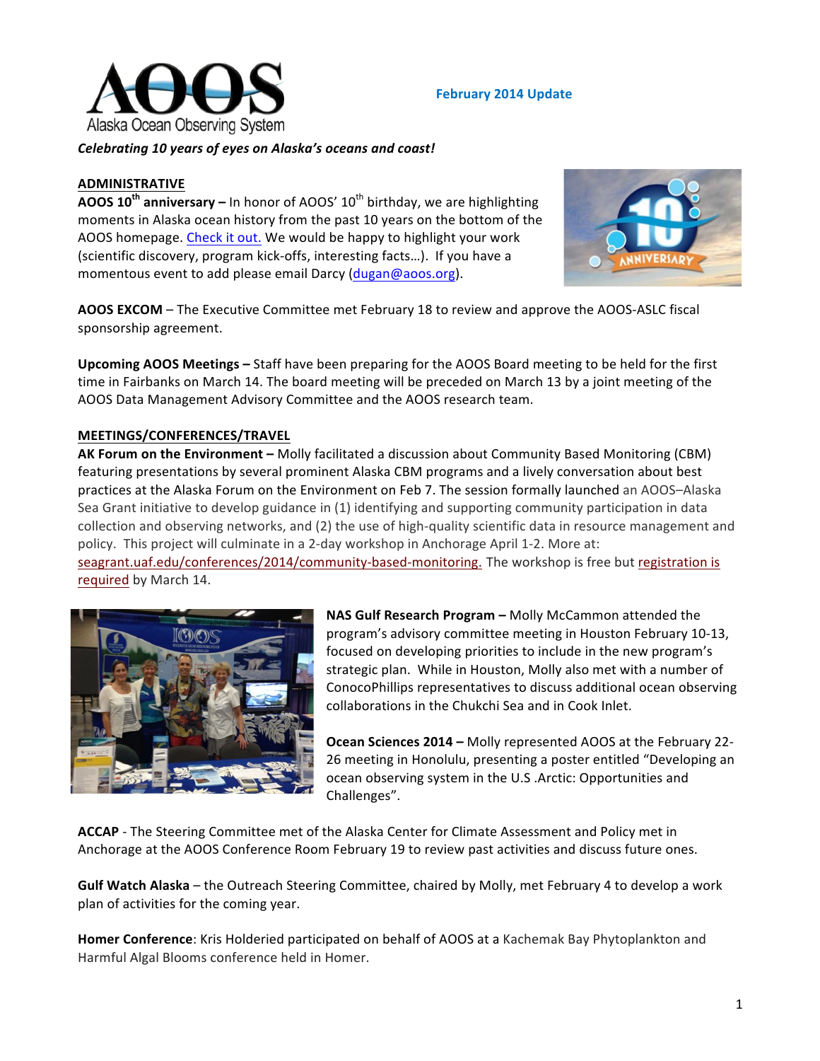AOOS
Alaska Ocean Observing System

**February 2014 Update**

***Celebrating 10 years of eyes on Alaska's oceans and coast!***

## ADMINISTRATIVE

**AOOS 10th anniversary –** In honor of AOOS' 10th birthday, we are highlighting moments in Alaska ocean history from the past 10 years on the bottom of the AOOS homepage. Check it out. We would be happy to highlight your work (scientific discovery, program kick-offs, interesting facts…). If you have a momentous event to add please email Darcy (dugan@aoos.org).

**AOOS EXCOM** – The Executive Committee met February 18 to review and approve the AOOS-ASLC fiscal sponsorship agreement.

**Upcoming AOOS Meetings –** Staff have been preparing for the AOOS Board meeting to be held for the first time in Fairbanks on March 14. The board meeting will be preceded on March 13 by a joint meeting of the AOOS Data Management Advisory Committee and the AOOS research team.

## MEETINGS/CONFERENCES/TRAVEL

**AK Forum on the Environment –** Molly facilitated a discussion about Community Based Monitoring (CBM) featuring presentations by several prominent Alaska CBM programs and a lively conversation about best practices at the Alaska Forum on the Environment on Feb 7. The session formally launched an AOOS–Alaska Sea Grant initiative to develop guidance in (1) identifying and supporting community participation in data collection and observing networks, and (2) the use of high-quality scientific data in resource management and policy. This project will culminate in a 2-day workshop in Anchorage April 1-2. More at: seagrant.uaf.edu/conferences/2014/community-based-monitoring. The workshop is free but registration is required by March 14.

**NAS Gulf Research Program –** Molly McCammon attended the program's advisory committee meeting in Houston February 10-13, focused on developing priorities to include in the new program's strategic plan. While in Houston, Molly also met with a number of ConocoPhillips representatives to discuss additional ocean observing collaborations in the Chukchi Sea and in Cook Inlet.

**Ocean Sciences 2014 –** Molly represented AOOS at the February 22-26 meeting in Honolulu, presenting a poster entitled "Developing an ocean observing system in the U.S .Arctic: Opportunities and Challenges".

**ACCAP** - The Steering Committee met of the Alaska Center for Climate Assessment and Policy met in Anchorage at the AOOS Conference Room February 19 to review past activities and discuss future ones.

**Gulf Watch Alaska** – the Outreach Steering Committee, chaired by Molly, met February 4 to develop a work plan of activities for the coming year.

**Homer Conference**: Kris Holderied participated on behalf of AOOS at a Kachemak Bay Phytoplankton and Harmful Algal Blooms conference held in Homer.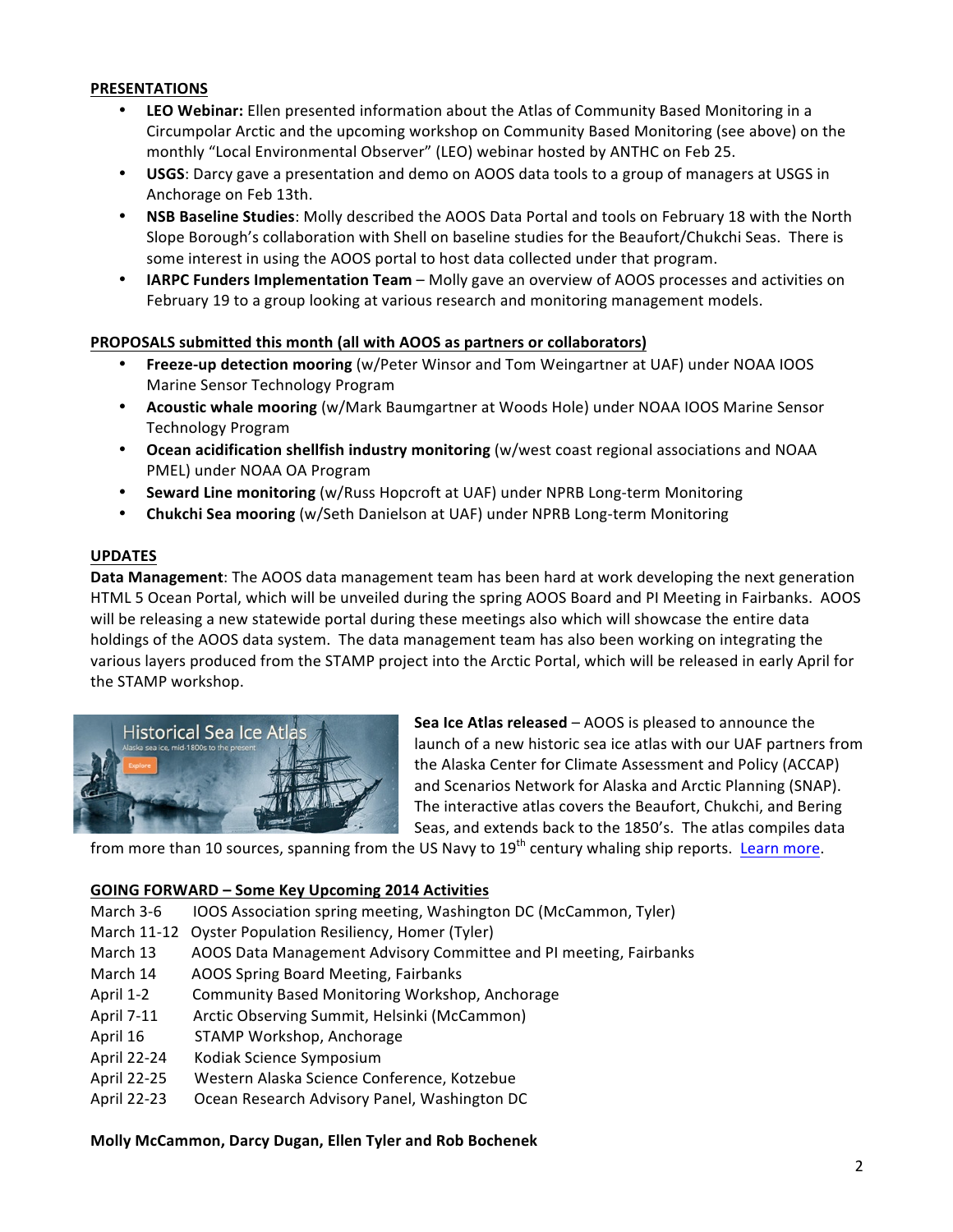**PRESENTATIONS**

- **LEO Webinar:** Ellen presented information about the Atlas of Community Based Monitoring in a Circumpolar Arctic and the upcoming workshop on Community Based Monitoring (see above) on the monthly "Local Environmental Observer" (LEO) webinar hosted by ANTHC on Feb 25.
- **USGS**: Darcy gave a presentation and demo on AOOS data tools to a group of managers at USGS in Anchorage on Feb 13th.
- **NSB Baseline Studies**: Molly described the AOOS Data Portal and tools on February 18 with the North Slope Borough's collaboration with Shell on baseline studies for the Beaufort/Chukchi Seas. There is some interest in using the AOOS portal to host data collected under that program.
- **IARPC Funders Implementation Team** – Molly gave an overview of AOOS processes and activities on February 19 to a group looking at various research and monitoring management models.

**PROPOSALS submitted this month (all with AOOS as partners or collaborators)**

- **Freeze-up detection mooring** (w/Peter Winsor and Tom Weingartner at UAF) under NOAA IOOS Marine Sensor Technology Program
- **Acoustic whale mooring** (w/Mark Baumgartner at Woods Hole) under NOAA IOOS Marine Sensor Technology Program
- **Ocean acidification shellfish industry monitoring** (w/west coast regional associations and NOAA PMEL) under NOAA OA Program
- **Seward Line monitoring** (w/Russ Hopcroft at UAF) under NPRB Long-term Monitoring
- **Chukchi Sea mooring** (w/Seth Danielson at UAF) under NPRB Long-term Monitoring

**UPDATES**

**Data Management**: The AOOS data management team has been hard at work developing the next generation HTML 5 Ocean Portal, which will be unveiled during the spring AOOS Board and PI Meeting in Fairbanks. AOOS will be releasing a new statewide portal during these meetings also which will showcase the entire data holdings of the AOOS data system. The data management team has also been working on integrating the various layers produced from the STAMP project into the Arctic Portal, which will be released in early April for the STAMP workshop.

**Sea Ice Atlas released** – AOOS is pleased to announce the launch of a new historic sea ice atlas with our UAF partners from the Alaska Center for Climate Assessment and Policy (ACCAP) and Scenarios Network for Alaska and Arctic Planning (SNAP). The interactive atlas covers the Beaufort, Chukchi, and Bering Seas, and extends back to the 1850's. The atlas compiles data from more than 10 sources, spanning from the US Navy to 19th century whaling ship reports. Learn more.

**GOING FORWARD – Some Key Upcoming 2014 Activities**

| | |
|---|---|
| March 3-6 | IOOS Association spring meeting, Washington DC (McCammon, Tyler) |
| March 11-12 | Oyster Population Resiliency, Homer (Tyler) |
| March 13 | AOOS Data Management Advisory Committee and PI meeting, Fairbanks |
| March 14 | AOOS Spring Board Meeting, Fairbanks |
| April 1-2 | Community Based Monitoring Workshop, Anchorage |
| April 7-11 | Arctic Observing Summit, Helsinki (McCammon) |
| April 16 | STAMP Workshop, Anchorage |
| April 22-24 | Kodiak Science Symposium |
| April 22-25 | Western Alaska Science Conference, Kotzebue |
| April 22-23 | Ocean Research Advisory Panel, Washington DC |

**Molly McCammon, Darcy Dugan, Ellen Tyler and Rob Bochenek**